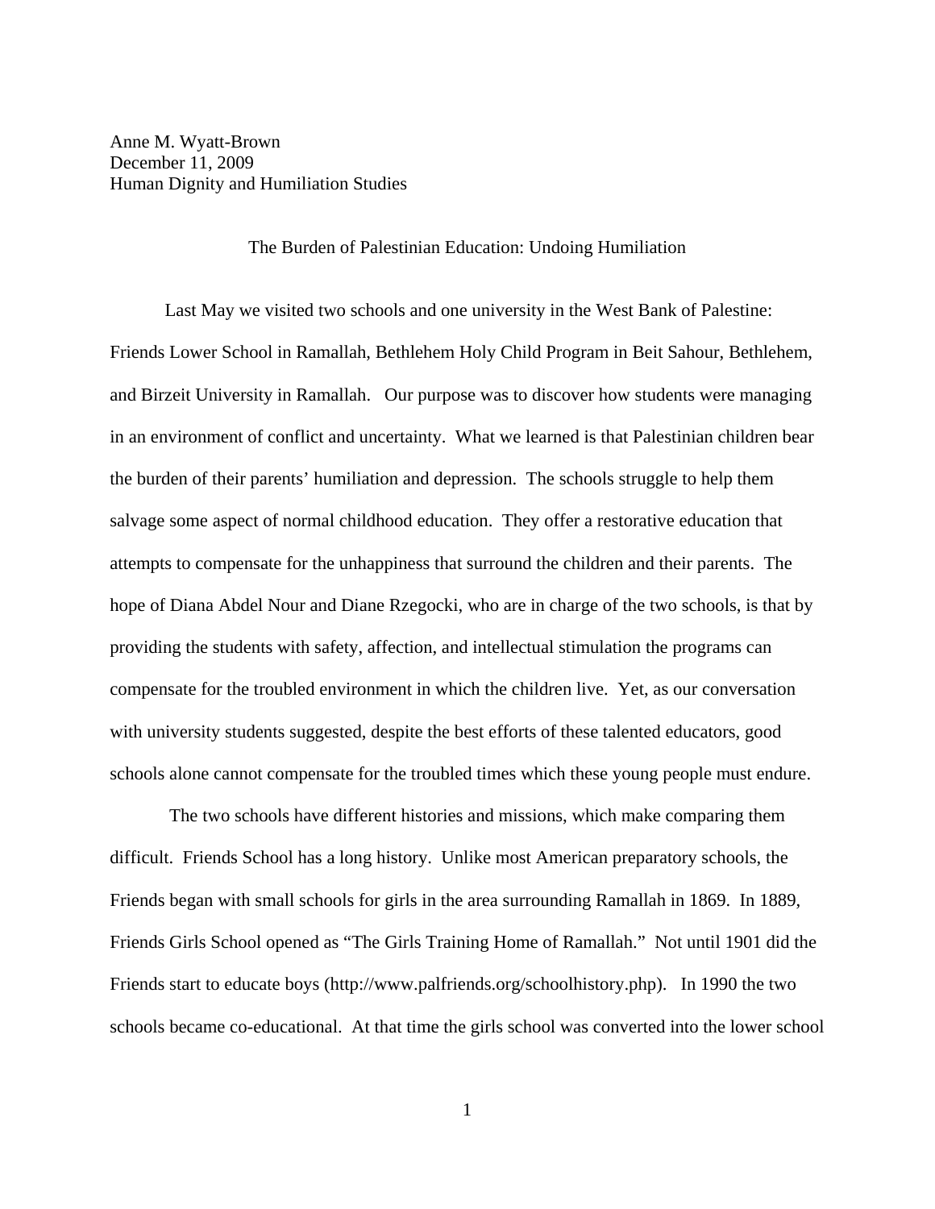Anne M. Wyatt-Brown
December 11, 2009
Human Dignity and Humiliation Studies

# The Burden of Palestinian Education: Undoing Humiliation

Last May we visited two schools and one university in the West Bank of Palestine: Friends Lower School in Ramallah, Bethlehem Holy Child Program in Beit Sahour, Bethlehem, and Birzeit University in Ramallah. Our purpose was to discover how students were managing in an environment of conflict and uncertainty. What we learned is that Palestinian children bear the burden of their parents' humiliation and depression. The schools struggle to help them salvage some aspect of normal childhood education. They offer a restorative education that attempts to compensate for the unhappiness that surround the children and their parents. The hope of Diana Abdel Nour and Diane Rzegocki, who are in charge of the two schools, is that by providing the students with safety, affection, and intellectual stimulation the programs can compensate for the troubled environment in which the children live. Yet, as our conversation with university students suggested, despite the best efforts of these talented educators, good schools alone cannot compensate for the troubled times which these young people must endure.

The two schools have different histories and missions, which make comparing them difficult. Friends School has a long history. Unlike most American preparatory schools, the Friends began with small schools for girls in the area surrounding Ramallah in 1869. In 1889, Friends Girls School opened as "The Girls Training Home of Ramallah." Not until 1901 did the Friends start to educate boys (http://www.palfriends.org/schoolhistory.php). In 1990 the two schools became co-educational. At that time the girls school was converted into the lower school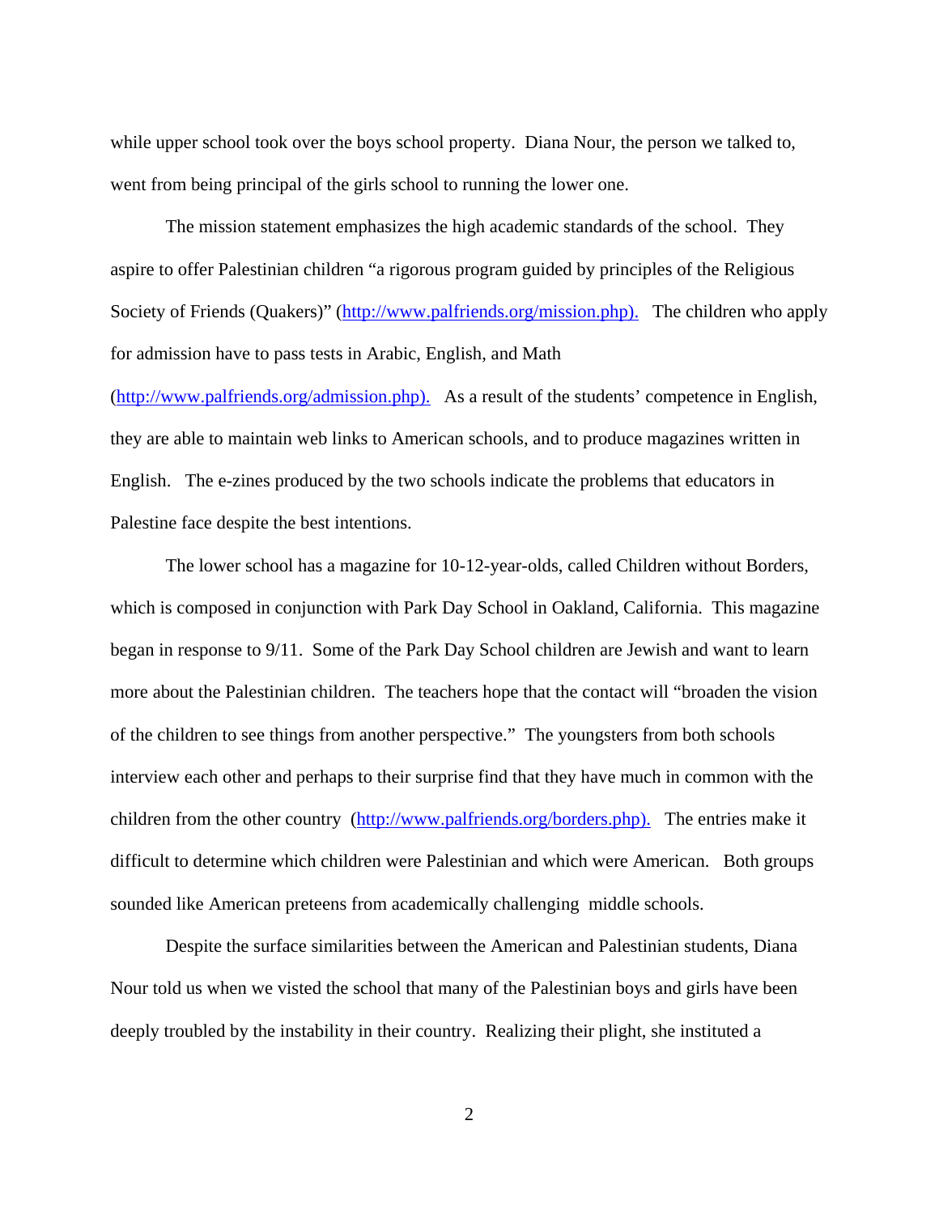while upper school took over the boys school property. Diana Nour, the person we talked to, went from being principal of the girls school to running the lower one.

The mission statement emphasizes the high academic standards of the school. They aspire to offer Palestinian children "a rigorous program guided by principles of the Religious Society of Friends (Quakers)" (http://www.palfriends.org/mission.php). The children who apply for admission have to pass tests in Arabic, English, and Math (http://www.palfriends.org/admission.php). As a result of the students' competence in English, they are able to maintain web links to American schools, and to produce magazines written in English. The e-zines produced by the two schools indicate the problems that educators in Palestine face despite the best intentions.

The lower school has a magazine for 10-12-year-olds, called Children without Borders, which is composed in conjunction with Park Day School in Oakland, California. This magazine began in response to 9/11. Some of the Park Day School children are Jewish and want to learn more about the Palestinian children. The teachers hope that the contact will "broaden the vision of the children to see things from another perspective." The youngsters from both schools interview each other and perhaps to their surprise find that they have much in common with the children from the other country (http://www.palfriends.org/borders.php). The entries make it difficult to determine which children were Palestinian and which were American. Both groups sounded like American preteens from academically challenging middle schools.

Despite the surface similarities between the American and Palestinian students, Diana Nour told us when we visted the school that many of the Palestinian boys and girls have been deeply troubled by the instability in their country. Realizing their plight, she instituted a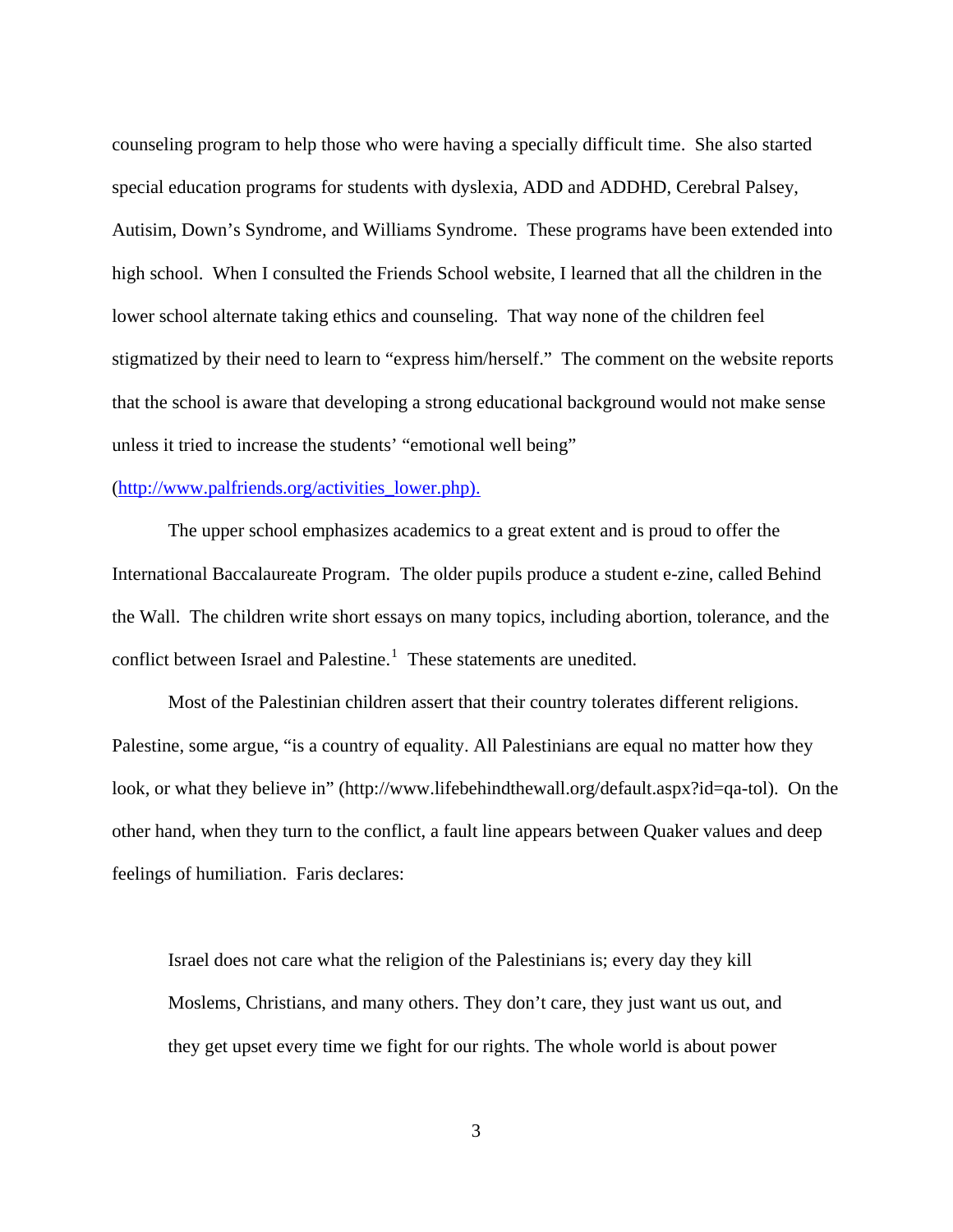counseling program to help those who were having a specially difficult time. She also started special education programs for students with dyslexia, ADD and ADDHD, Cerebral Palsey, Autisim, Down's Syndrome, and Williams Syndrome. These programs have been extended into high school. When I consulted the Friends School website, I learned that all the children in the lower school alternate taking ethics and counseling. That way none of the children feel stigmatized by their need to learn to "express him/herself." The comment on the website reports that the school is aware that developing a strong educational background would not make sense unless it tried to increase the students' "emotional well being" (http://www.palfriends.org/activities_lower.php).

The upper school emphasizes academics to a great extent and is proud to offer the International Baccalaureate Program. The older pupils produce a student e-zine, called Behind the Wall. The children write short essays on many topics, including abortion, tolerance, and the conflict between Israel and Palestine.[1] These statements are unedited.

Most of the Palestinian children assert that their country tolerates different religions. Palestine, some argue, "is a country of equality. All Palestinians are equal no matter how they look, or what they believe in" (http://www.lifebehindthewall.org/default.aspx?id=qa-tol). On the other hand, when they turn to the conflict, a fault line appears between Quaker values and deep feelings of humiliation. Faris declares:

> Israel does not care what the religion of the Palestinians is; every day they kill Moslems, Christians, and many others. They don't care, they just want us out, and they get upset every time we fight for our rights. The whole world is about power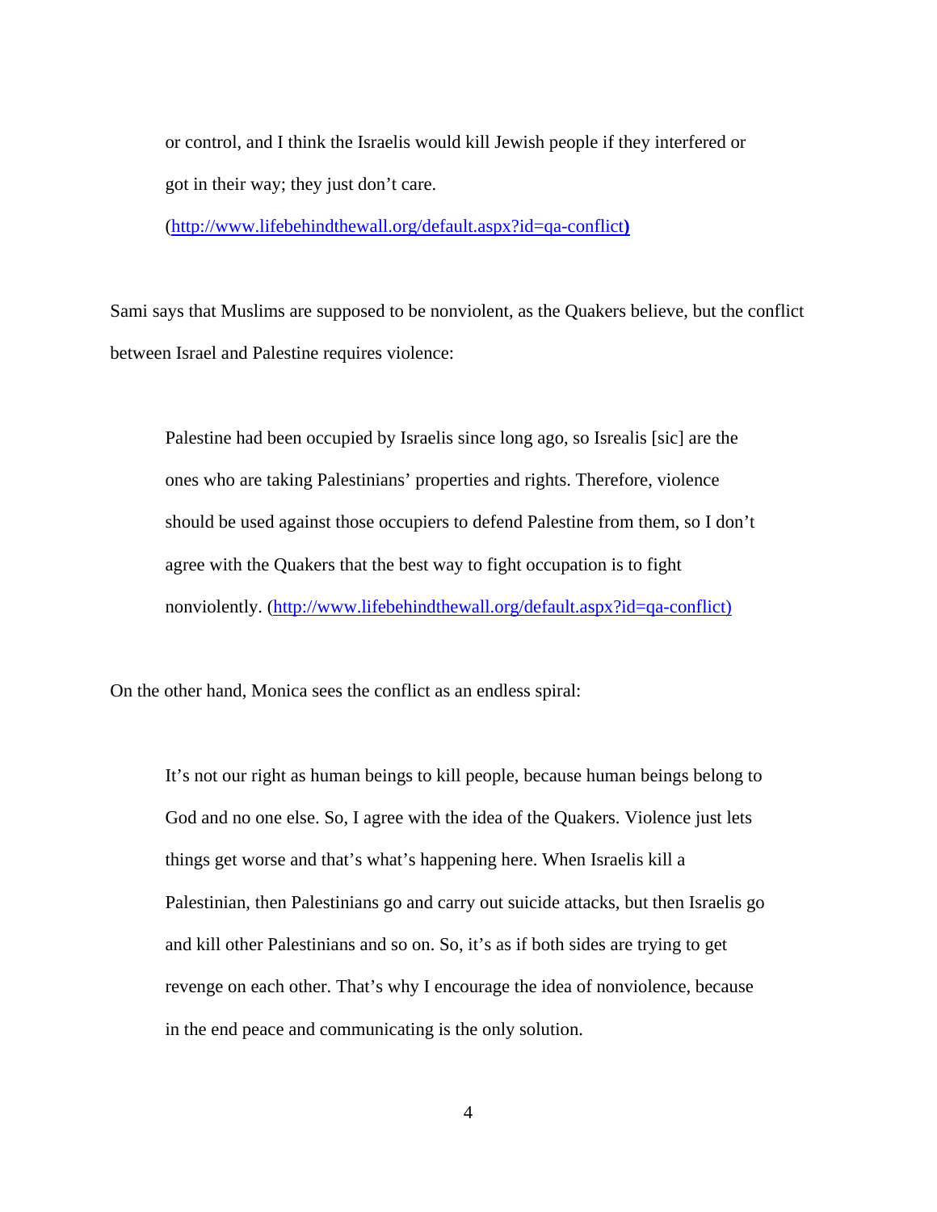> or control, and I think the Israelis would kill Jewish people if they interfered or got in their way; they just don't care. (http://www.lifebehindthewall.org/default.aspx?id=qa-conflict)

Sami says that Muslims are supposed to be nonviolent, as the Quakers believe, but the conflict between Israel and Palestine requires violence:

> Palestine had been occupied by Israelis since long ago, so Isrealis [sic] are the ones who are taking Palestinians' properties and rights. Therefore, violence should be used against those occupiers to defend Palestine from them, so I don't agree with the Quakers that the best way to fight occupation is to fight nonviolently. (http://www.lifebehindthewall.org/default.aspx?id=qa-conflict)

On the other hand, Monica sees the conflict as an endless spiral:

> It's not our right as human beings to kill people, because human beings belong to God and no one else. So, I agree with the idea of the Quakers. Violence just lets things get worse and that's what's happening here. When Israelis kill a Palestinian, then Palestinians go and carry out suicide attacks, but then Israelis go and kill other Palestinians and so on. So, it's as if both sides are trying to get revenge on each other. That's why I encourage the idea of nonviolence, because in the end peace and communicating is the only solution.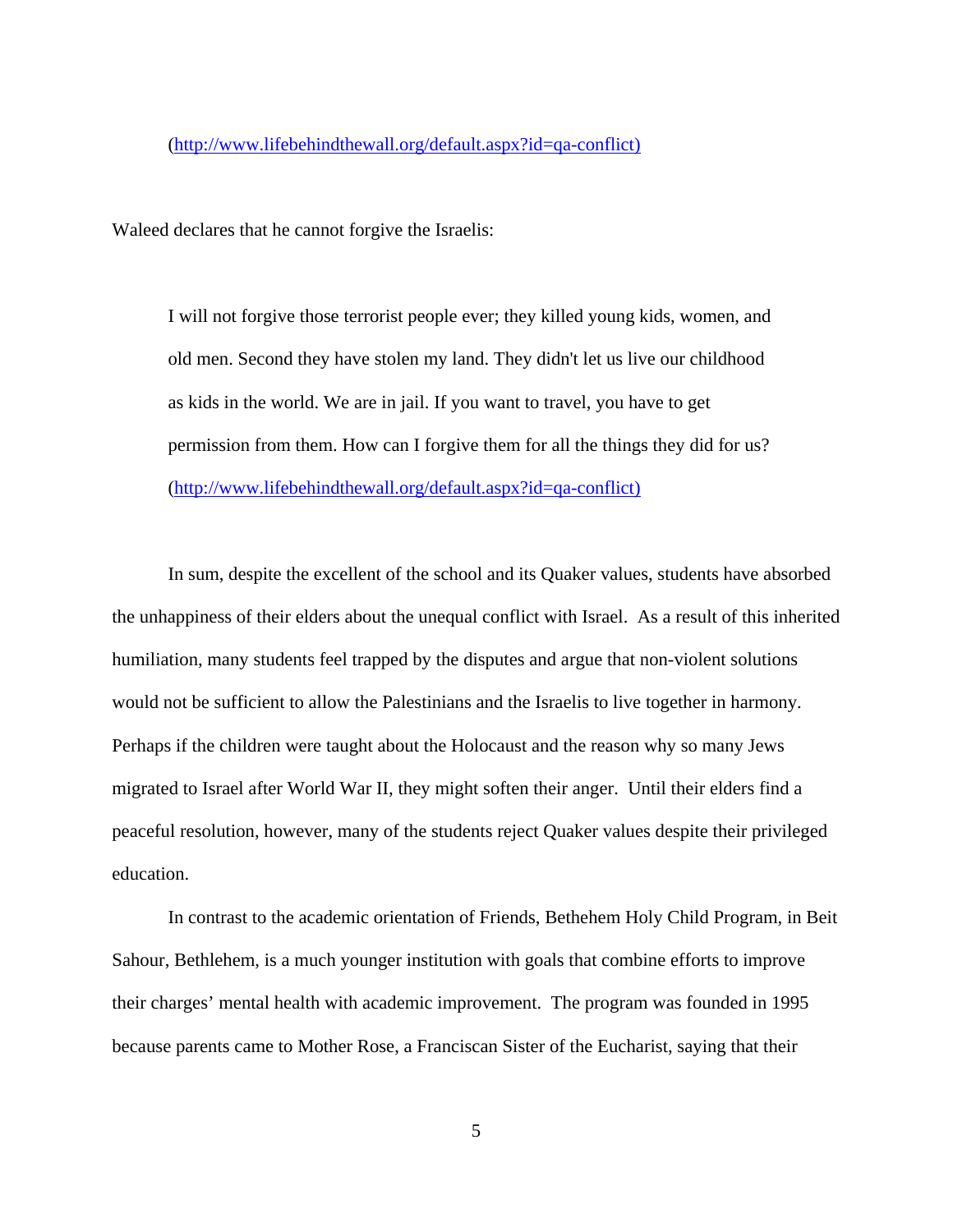(http://www.lifebehindthewall.org/default.aspx?id=qa-conflict)

Waleed declares that he cannot forgive the Israelis:

> I will not forgive those terrorist people ever; they killed young kids, women, and old men. Second they have stolen my land. They didn't let us live our childhood as kids in the world. We are in jail. If you want to travel, you have to get permission from them. How can I forgive them for all the things they did for us? (http://www.lifebehindthewall.org/default.aspx?id=qa-conflict)

In sum, despite the excellent of the school and its Quaker values, students have absorbed the unhappiness of their elders about the unequal conflict with Israel. As a result of this inherited humiliation, many students feel trapped by the disputes and argue that non-violent solutions would not be sufficient to allow the Palestinians and the Israelis to live together in harmony. Perhaps if the children were taught about the Holocaust and the reason why so many Jews migrated to Israel after World War II, they might soften their anger. Until their elders find a peaceful resolution, however, many of the students reject Quaker values despite their privileged education.

In contrast to the academic orientation of Friends, Bethehem Holy Child Program, in Beit Sahour, Bethlehem, is a much younger institution with goals that combine efforts to improve their charges' mental health with academic improvement. The program was founded in 1995 because parents came to Mother Rose, a Franciscan Sister of the Eucharist, saying that their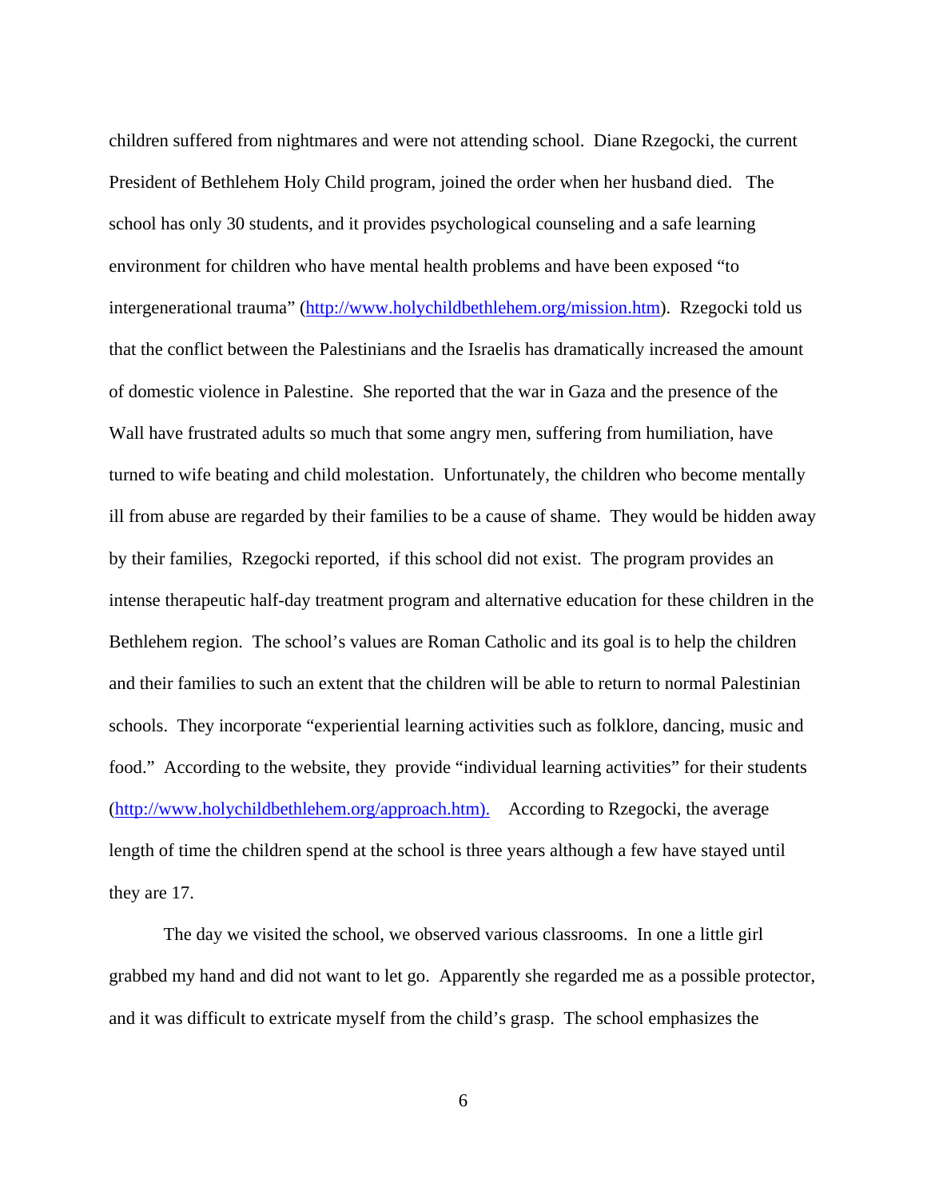children suffered from nightmares and were not attending school. Diane Rzegocki, the current President of Bethlehem Holy Child program, joined the order when her husband died. The school has only 30 students, and it provides psychological counseling and a safe learning environment for children who have mental health problems and have been exposed "to intergenerational trauma" (http://www.holychildbethlehem.org/mission.htm). Rzegocki told us that the conflict between the Palestinians and the Israelis has dramatically increased the amount of domestic violence in Palestine. She reported that the war in Gaza and the presence of the Wall have frustrated adults so much that some angry men, suffering from humiliation, have turned to wife beating and child molestation. Unfortunately, the children who become mentally ill from abuse are regarded by their families to be a cause of shame. They would be hidden away by their families, Rzegocki reported, if this school did not exist. The program provides an intense therapeutic half-day treatment program and alternative education for these children in the Bethlehem region. The school's values are Roman Catholic and its goal is to help the children and their families to such an extent that the children will be able to return to normal Palestinian schools. They incorporate "experiential learning activities such as folklore, dancing, music and food." According to the website, they provide "individual learning activities" for their students (http://www.holychildbethlehem.org/approach.htm). According to Rzegocki, the average length of time the children spend at the school is three years although a few have stayed until they are 17.

The day we visited the school, we observed various classrooms. In one a little girl grabbed my hand and did not want to let go. Apparently she regarded me as a possible protector, and it was difficult to extricate myself from the child's grasp. The school emphasizes the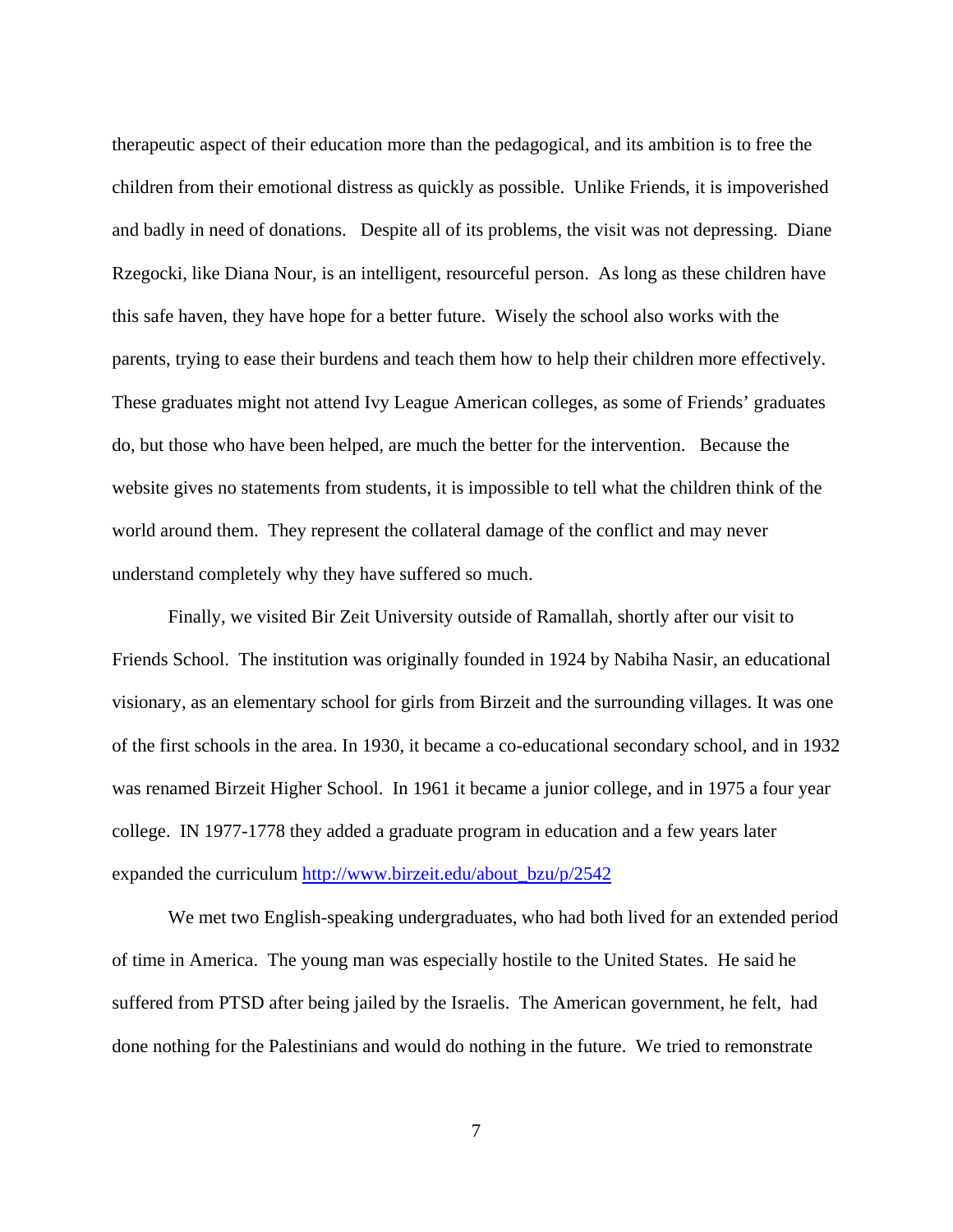therapeutic aspect of their education more than the pedagogical, and its ambition is to free the children from their emotional distress as quickly as possible. Unlike Friends, it is impoverished and badly in need of donations. Despite all of its problems, the visit was not depressing. Diane Rzegocki, like Diana Nour, is an intelligent, resourceful person. As long as these children have this safe haven, they have hope for a better future. Wisely the school also works with the parents, trying to ease their burdens and teach them how to help their children more effectively. These graduates might not attend Ivy League American colleges, as some of Friends' graduates do, but those who have been helped, are much the better for the intervention. Because the website gives no statements from students, it is impossible to tell what the children think of the world around them. They represent the collateral damage of the conflict and may never understand completely why they have suffered so much.

Finally, we visited Bir Zeit University outside of Ramallah, shortly after our visit to Friends School. The institution was originally founded in 1924 by Nabiha Nasir, an educational visionary, as an elementary school for girls from Birzeit and the surrounding villages. It was one of the first schools in the area. In 1930, it became a co-educational secondary school, and in 1932 was renamed Birzeit Higher School. In 1961 it became a junior college, and in 1975 a four year college. IN 1977-1778 they added a graduate program in education and a few years later expanded the curriculum [http://www.birzeit.edu/about_bzu/p/2542](http://www.birzeit.edu/about_bzu/p/2542)

We met two English-speaking undergraduates, who had both lived for an extended period of time in America. The young man was especially hostile to the United States. He said he suffered from PTSD after being jailed by the Israelis. The American government, he felt, had done nothing for the Palestinians and would do nothing in the future. We tried to remonstrate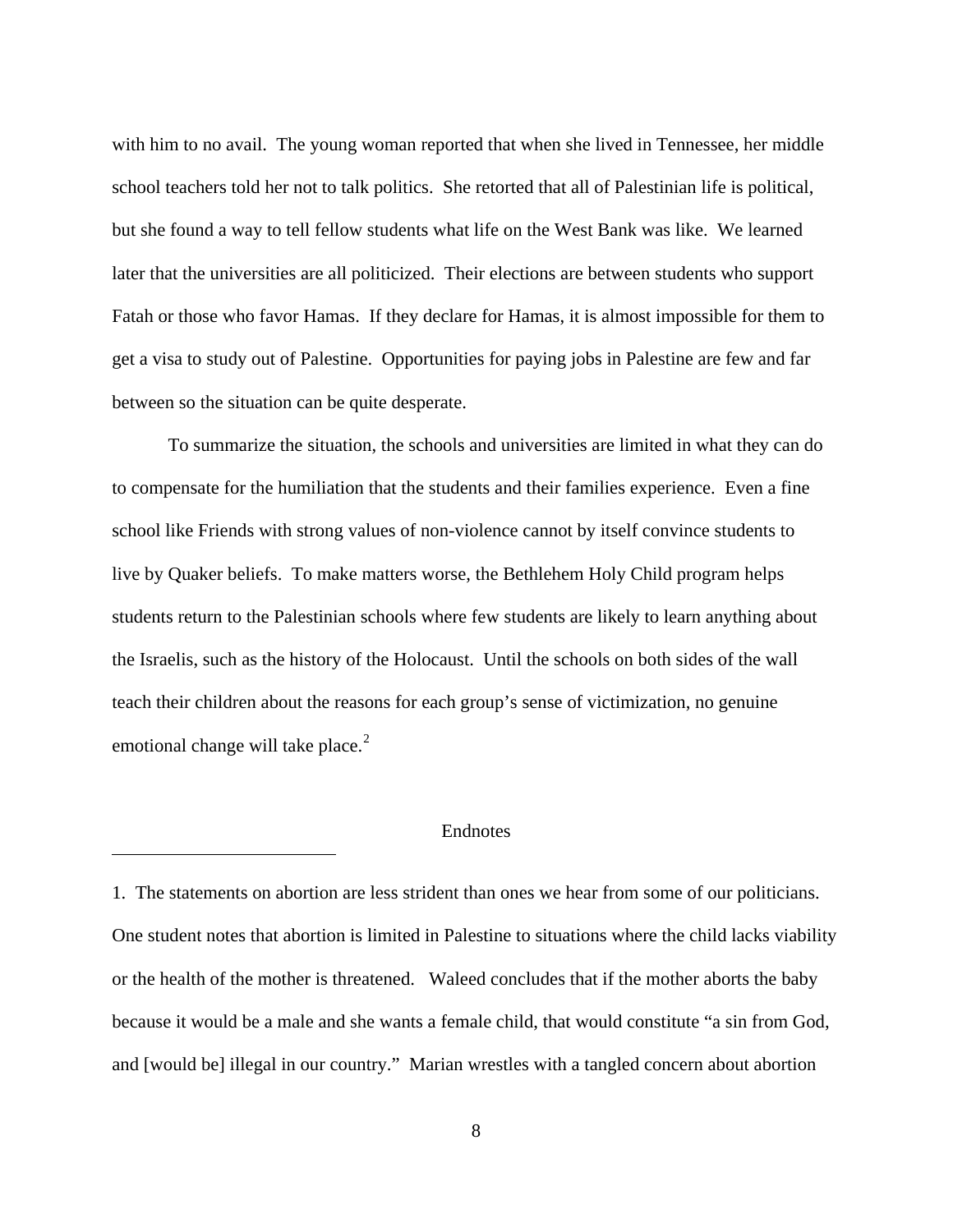with him to no avail. The young woman reported that when she lived in Tennessee, her middle school teachers told her not to talk politics. She retorted that all of Palestinian life is political, but she found a way to tell fellow students what life on the West Bank was like. We learned later that the universities are all politicized. Their elections are between students who support Fatah or those who favor Hamas. If they declare for Hamas, it is almost impossible for them to get a visa to study out of Palestine. Opportunities for paying jobs in Palestine are few and far between so the situation can be quite desperate.

To summarize the situation, the schools and universities are limited in what they can do to compensate for the humiliation that the students and their families experience. Even a fine school like Friends with strong values of non-violence cannot by itself convince students to live by Quaker beliefs. To make matters worse, the Bethlehem Holy Child program helps students return to the Palestinian schools where few students are likely to learn anything about the Israelis, such as the history of the Holocaust. Until the schools on both sides of the wall teach their children about the reasons for each group's sense of victimization, no genuine emotional change will take place.[2]

## Endnotes

1. The statements on abortion are less strident than ones we hear from some of our politicians. One student notes that abortion is limited in Palestine to situations where the child lacks viability or the health of the mother is threatened. Waleed concludes that if the mother aborts the baby because it would be a male and she wants a female child, that would constitute "a sin from God, and [would be] illegal in our country." Marian wrestles with a tangled concern about abortion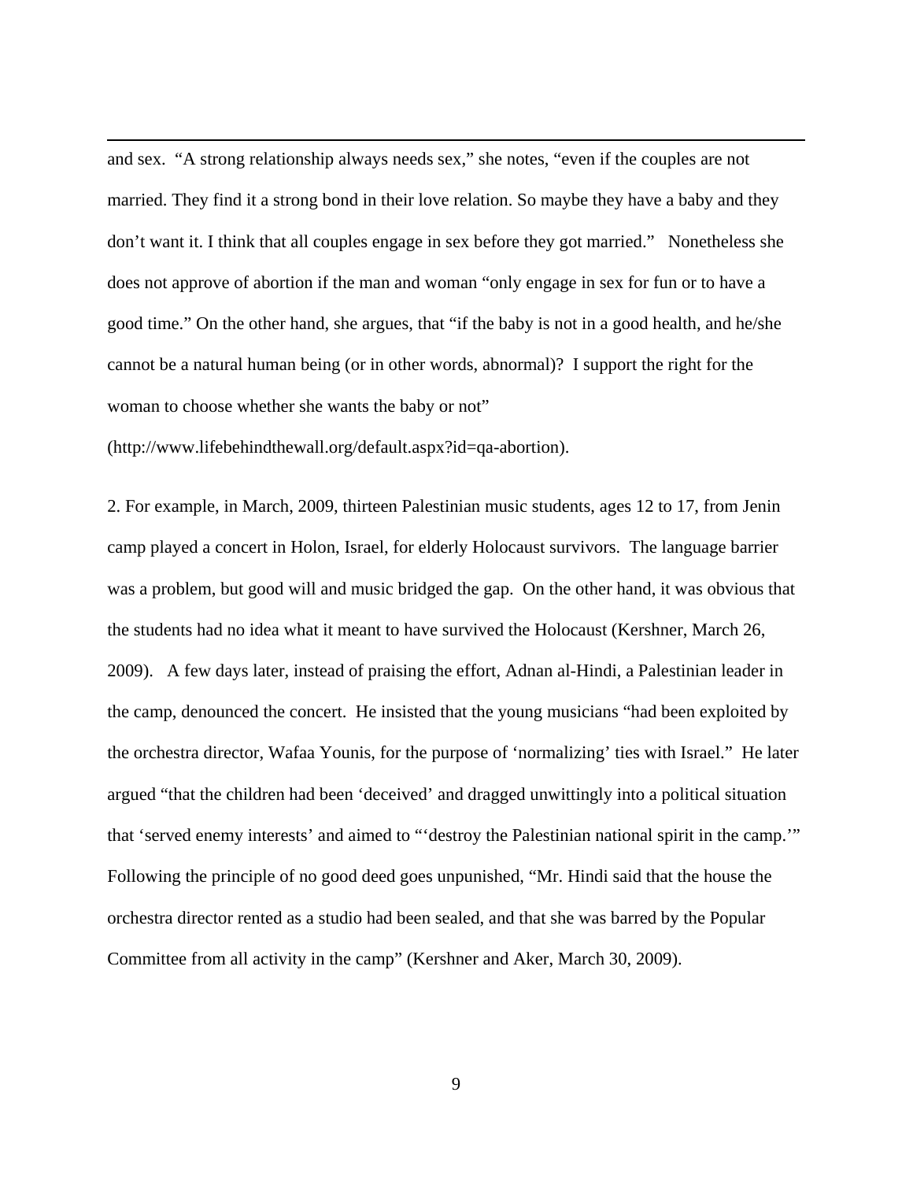and sex. "A strong relationship always needs sex," she notes, "even if the couples are not married. They find it a strong bond in their love relation. So maybe they have a baby and they don't want it. I think that all couples engage in sex before they got married." Nonetheless she does not approve of abortion if the man and woman "only engage in sex for fun or to have a good time." On the other hand, she argues, that "if the baby is not in a good health, and he/she cannot be a natural human being (or in other words, abnormal)? I support the right for the woman to choose whether she wants the baby or not" (http://www.lifebehindthewall.org/default.aspx?id=qa-abortion).

2. For example, in March, 2009, thirteen Palestinian music students, ages 12 to 17, from Jenin camp played a concert in Holon, Israel, for elderly Holocaust survivors. The language barrier was a problem, but good will and music bridged the gap. On the other hand, it was obvious that the students had no idea what it meant to have survived the Holocaust (Kershner, March 26, 2009). A few days later, instead of praising the effort, Adnan al-Hindi, a Palestinian leader in the camp, denounced the concert. He insisted that the young musicians "had been exploited by the orchestra director, Wafaa Younis, for the purpose of 'normalizing' ties with Israel." He later argued "that the children had been 'deceived' and dragged unwittingly into a political situation that 'served enemy interests' and aimed to "'destroy the Palestinian national spirit in the camp.'" Following the principle of no good deed goes unpunished, "Mr. Hindi said that the house the orchestra director rented as a studio had been sealed, and that she was barred by the Popular Committee from all activity in the camp" (Kershner and Aker, March 30, 2009).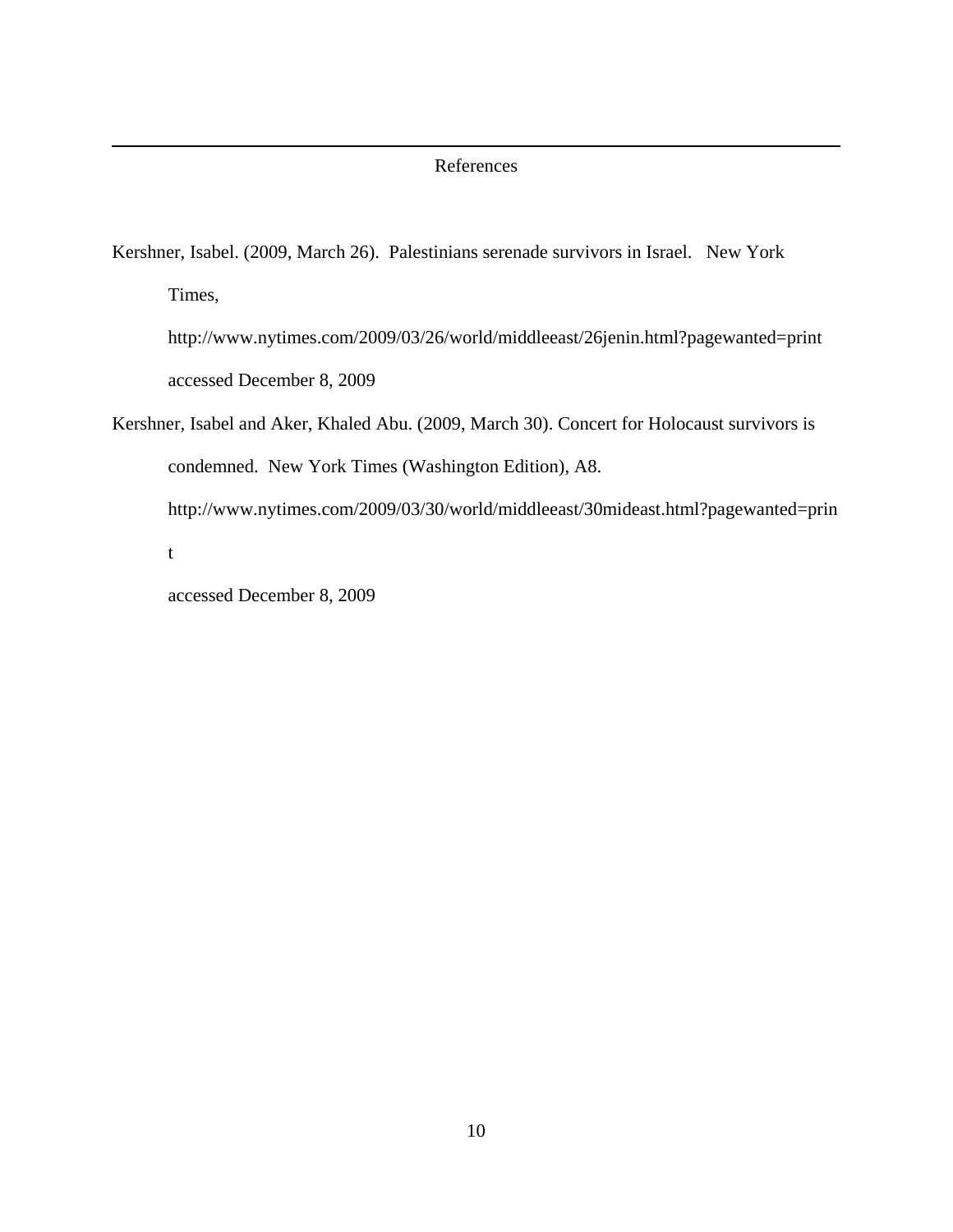# References

Kershner, Isabel. (2009, March 26). Palestinians serenade survivors in Israel. New York Times, http://www.nytimes.com/2009/03/26/world/middleeast/26jenin.html?pagewanted=print accessed December 8, 2009

Kershner, Isabel and Aker, Khaled Abu. (2009, March 30). Concert for Holocaust survivors is condemned. New York Times (Washington Edition), A8. http://www.nytimes.com/2009/03/30/world/middleeast/30mideast.html?pagewanted=print accessed December 8, 2009